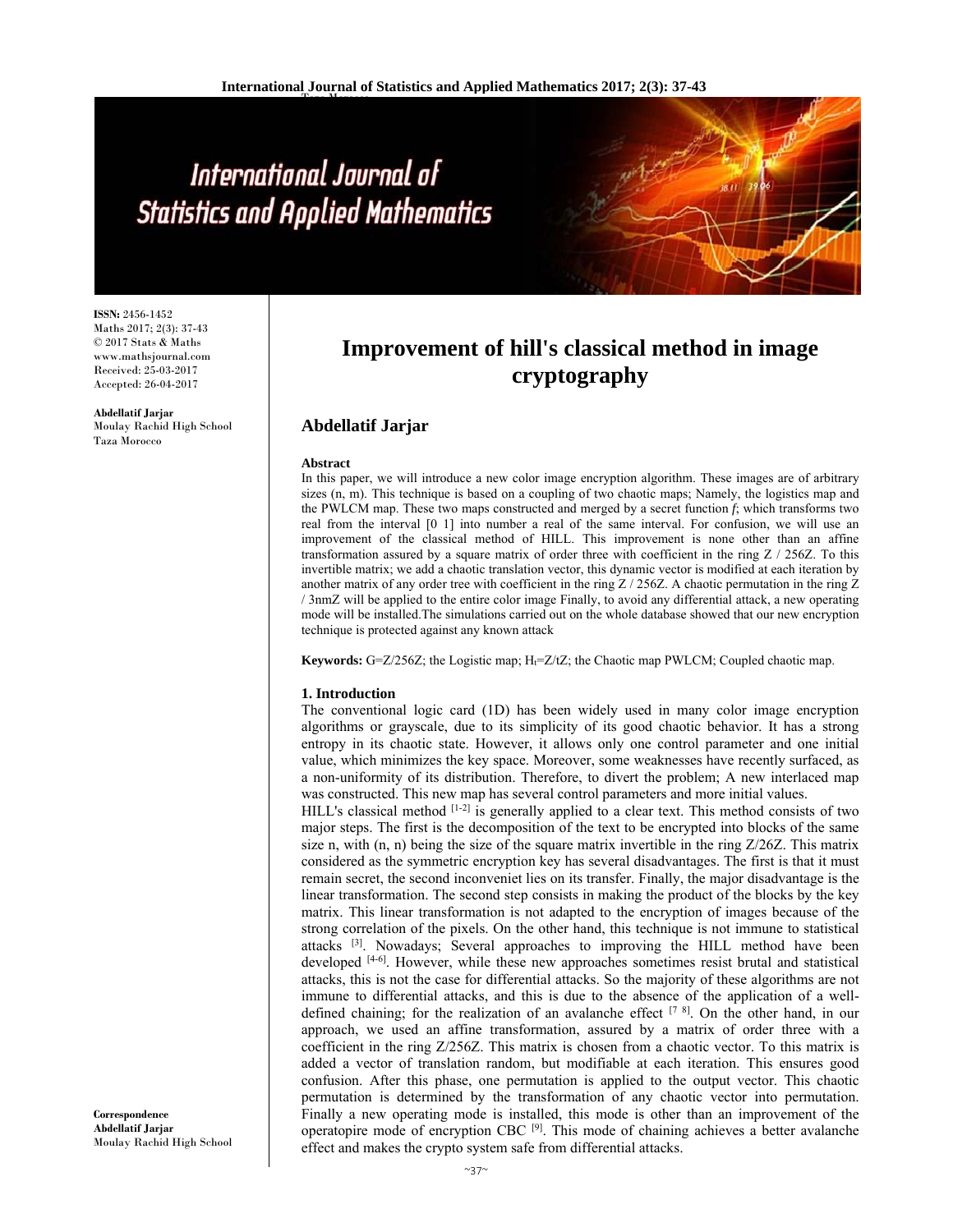# Improvement of hill's classical method in image cryptography

**Abdellatif Jarjar**

ISSN: 2456-1452
Maths 2017; 2(3): 37-43
© 2017 Stats & Maths
www.mathsjournal.com
Received: 25-03-2017
Accepted: 26-04-2017

**Abdellatif Jarjar**
Moulay Rachid High School
Taza Morocco

**Correspondence**
**Abdellatif Jarjar**
Moulay Rachid High School

**Abstract**

In this paper, we will introduce a new color image encryption algorithm. These images are of arbitrary sizes (n, m). This technique is based on a coupling of two chaotic maps; Namely, the logistics map and the PWLCM map. These two maps constructed and merged by a secret function *f*; which transforms two real from the interval [0 1] into number a real of the same interval. For confusion, we will use an improvement of the classical method of HILL. This improvement is none other than an affine transformation assured by a square matrix of order three with coefficient in the ring Z / 256Z. To this invertible matrix; we add a chaotic translation vector, this dynamic vector is modified at each iteration by another matrix of any order tree with coefficient in the ring Z / 256Z. A chaotic permutation in the ring Z / 3nmZ will be applied to the entire color image Finally, to avoid any differential attack, a new operating mode will be installed.The simulations carried out on the whole database showed that our new encryption technique is protected against any known attack

**Keywords:** G=Z/256Z; the Logistic map; $H_t$=Z/tZ; the Chaotic map PWLCM; Coupled chaotic map.

## 1. Introduction

The conventional logic card (1D) has been widely used in many color image encryption algorithms or grayscale, due to its simplicity of its good chaotic behavior. It has a strong entropy in its chaotic state. However, it allows only one control parameter and one initial value, which minimizes the key space. Moreover, some weaknesses have recently surfaced, as a non-uniformity of its distribution. Therefore, to divert the problem; A new interlaced map was constructed. This new map has several control parameters and more initial values.

HILL's classical method [1-2] is generally applied to a clear text. This method consists of two major steps. The first is the decomposition of the text to be encrypted into blocks of the same size n, with (n, n) being the size of the square matrix invertible in the ring Z/26Z. This matrix considered as the symmetric encryption key has several disadvantages. The first is that it must remain secret, the second inconveniet lies on its transfer. Finally, the major disadvantage is the linear transformation. The second step consists in making the product of the blocks by the key matrix. This linear transformation is not adapted to the encryption of images because of the strong correlation of the pixels. On the other hand, this technique is not immune to statistical attacks [3]. Nowadays; Several approaches to improving the HILL method have been developed [4-6]. However, while these new approaches sometimes resist brutal and statistical attacks, this is not the case for differential attacks. So the majority of these algorithms are not immune to differential attacks, and this is due to the absence of the application of a well-defined chaining; for the realization of an avalanche effect [7 8]. On the other hand, in our approach, we used an affine transformation, assured by a matrix of order three with a coefficient in the ring Z/256Z. This matrix is chosen from a chaotic vector. To this matrix is added a vector of translation random, but modifiable at each iteration. This ensures good confusion. After this phase, one permutation is applied to the output vector. This chaotic permutation is determined by the transformation of any chaotic vector into permutation. Finally a new operating mode is installed, this mode is other than an improvement of the operatopire mode of encryption CBC [9]. This mode of chaining achieves a better avalanche effect and makes the crypto system safe from differential attacks.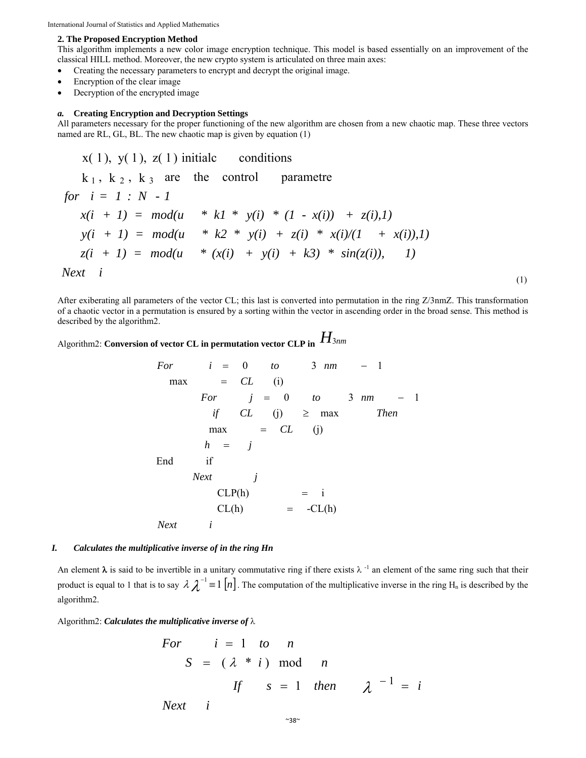### 2. The Proposed Encryption Method

This algorithm implements a new color image encryption technique. This model is based essentially on an improvement of the classical HILL method. Moreover, the new crypto system is articulated on three main axes:

- Creating the necessary parameters to encrypt and decrypt the original image.
- Encryption of the clear image
- Decryption of the encrypted image

#### *a. Creating Encryption and Decryption Settings*

All parameters necessary for the proper functioning of the new algorithm are chosen from a new chaotic map. These three vectors named are RL, GL, BL. The new chaotic map is given by equation (1)

```
    x(1), y(1), z(1) initialc conditions
    k1, k2, k3 are the control parametre
for i = 1 : N - 1
    x(i + 1) = mod(u * k1 * y(i) * (1 - x(i)) + z(i),1)
    y(i + 1) = mod(u * k2 * y(i) + z(i) * x(i)/(1 + x(i)),1)
    z(i + 1) = mod(u * (x(i) + y(i) + k3) * sin(z(i)), 1)
Next i
```

(1)

After exiberating all parameters of the vector CL; this last is converted into permutation in the ring Z/3nmZ. This transformation of a chaotic vector in a permutation is ensured by a sorting within the vector in ascending order in the broad sense. This method is described by the algorithm2.

Algorithm2: **Conversion of vector CL in permutation vector CLP in** $H_{3nm}$

```
For i = 0 to 3nm − 1
    max = CL(i)
        For j = 0 to 3nm − 1
            if CL(j) ≥ max Then
            max = CL(j)
            h = j
End if
        Next j
            CLP(h) = i
            CL(h) = -CL(h)
Next i
```

#### *I. Calculates the multiplicative inverse of in the ring Hn*

An element **λ** is said to be invertible in a unitary commutative ring if there exists $\lambda^{-1}$ an element of the same ring such that their product is equal to 1 that is to say $\lambda\lambda^{-1} \equiv 1\,[n]$. The computation of the multiplicative inverse in the ring $H_n$ is described by the algorithm2.

Algorithm2: ***Calculates the multiplicative inverse of*** λ

```
For i = 1 to n
    S = (λ * i) mod n
        If s = 1 then λ^(-1) = i
Next i
```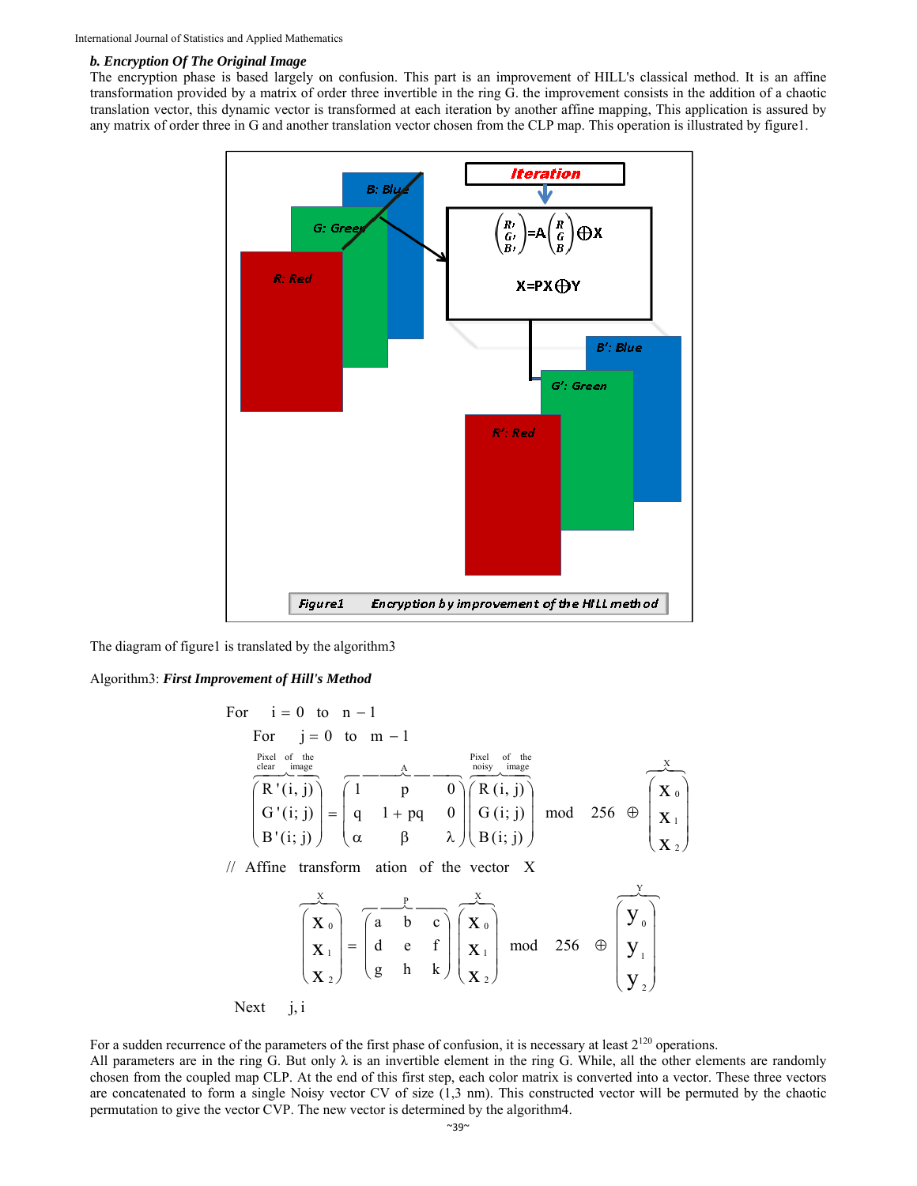### *b. Encryption Of The Original Image*

The encryption phase is based largely on confusion. This part is an improvement of HILL's classical method. It is an affine transformation provided by a matrix of order three invertible in the ring G. the improvement consists in the addition of a chaotic translation vector, this dynamic vector is transformed at each iteration by another affine mapping, This application is assured by any matrix of order three in G and another translation vector chosen from the CLP map. This operation is illustrated by figure1.

Figure1 Encryption by improvement of the HILL method

The diagram of figure1 is translated by the algorithm3

Algorithm3: ***First Improvement of Hill's Method***

For $i = 0$ to $n - 1$

For $j = 0$ to $m - 1$

$$\underbrace{\begin{pmatrix} R'(i,j) \\ G'(i;j) \\ B'(i;j) \end{pmatrix}}_{\text{Pixel clear of the image}} = \overbrace{\begin{pmatrix} 1 & p & 0 \\ q & 1+pq & 0 \\ \alpha & \beta & \lambda \end{pmatrix}}^{A} \underbrace{\begin{pmatrix} R(i,j) \\ G(i;j) \\ B(i;j) \end{pmatrix}}_{\text{Pixel noisy of the image}} \bmod 256 \oplus \overbrace{\begin{pmatrix} X_0 \\ X_1 \\ X_2 \end{pmatrix}}^{X}$$

// Affine transformation of the vector X

$$\overbrace{\begin{pmatrix} X_0 \\ X_1 \\ X_2 \end{pmatrix}}^{X} = \overbrace{\begin{pmatrix} a & b & c \\ d & e & f \\ g & h & k \end{pmatrix}}^{P} \overbrace{\begin{pmatrix} X_0 \\ X_1 \\ X_2 \end{pmatrix}}^{X} \bmod 256 \oplus \overbrace{\begin{pmatrix} y_0 \\ y_1 \\ y_2 \end{pmatrix}}^{Y}$$

Next $j, i$

For a sudden recurrence of the parameters of the first phase of confusion, it is necessary at least $2^{120}$ operations.

All parameters are in the ring G. But only $\lambda$ is an invertible element in the ring G. While, all the other elements are randomly chosen from the coupled map CLP. At the end of this first step, each color matrix is converted into a vector. These three vectors are concatenated to form a single Noisy vector CV of size (1,3 nm). This constructed vector will be permuted by the chaotic permutation to give the vector CVP. The new vector is determined by the algorithm4.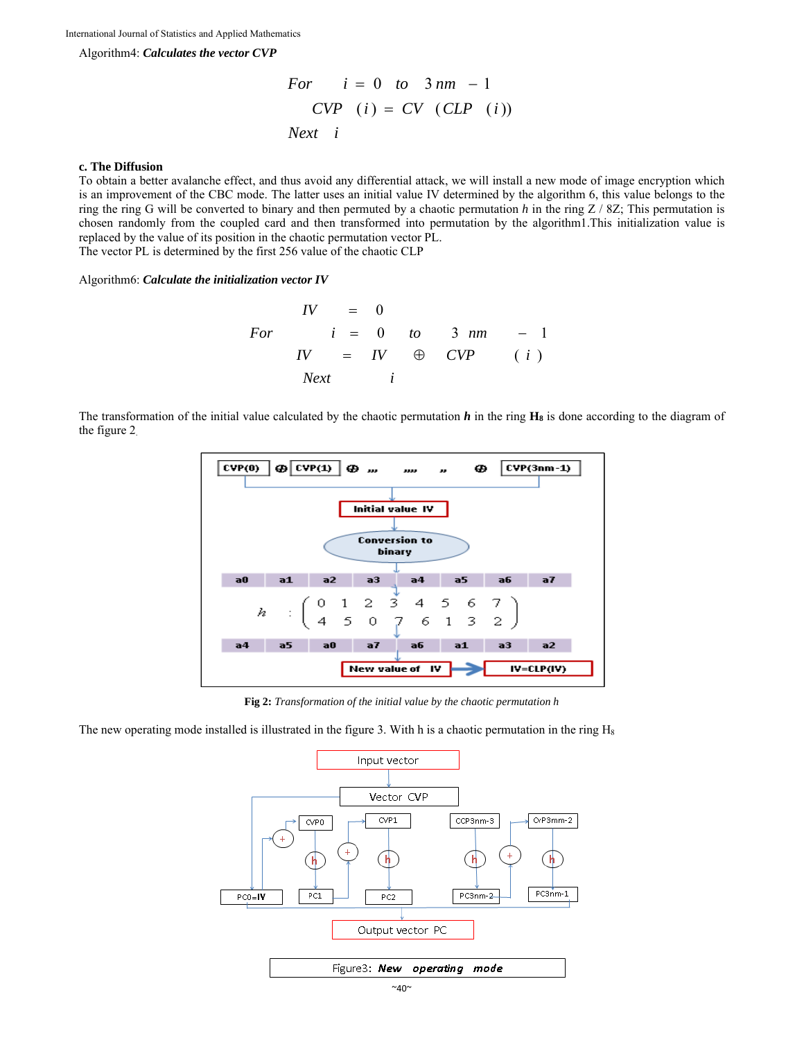Algorithm4: ***Calculates the vector CVP***

$$
\begin{aligned}
&For \quad i = 0 \quad to \quad 3nm - 1 \\
&\quad CVP \ (i) = CV \ (CLP \ (i)) \\
&Next \quad i
\end{aligned}
$$

**c. The Diffusion**

To obtain a better avalanche effect, and thus avoid any differential attack, we will install a new mode of image encryption which is an improvement of the CBC mode. The latter uses an initial value IV determined by the algorithm 6, this value belongs to the ring the ring G will be converted to binary and then permuted by a chaotic permutation *h* in the ring Z / 8Z; This permutation is chosen randomly from the coupled card and then transformed into permutation by the algorithm1.This initialization value is replaced by the value of its position in the chaotic permutation vector PL.

The vector PL is determined by the first 256 value of the chaotic CLP

Algorithm6: ***Calculate the initialization vector IV***

$$
\begin{aligned}
&IV = 0 \\
&For \quad i = 0 \quad to \quad 3\ nm - 1 \\
&\quad IV = IV \oplus CVP \ (i) \\
&Next \quad i
\end{aligned}
$$

The transformation of the initial value calculated by the chaotic permutation ***h*** in the ring $\mathbf{H_8}$ is done according to the diagram of the figure 2.

**Fig 2:** *Transformation of the initial value by the chaotic permutation h*

The new operating mode installed is illustrated in the figure 3. With h is a chaotic permutation in the ring $H_8$

Figure3: ***New operating mode***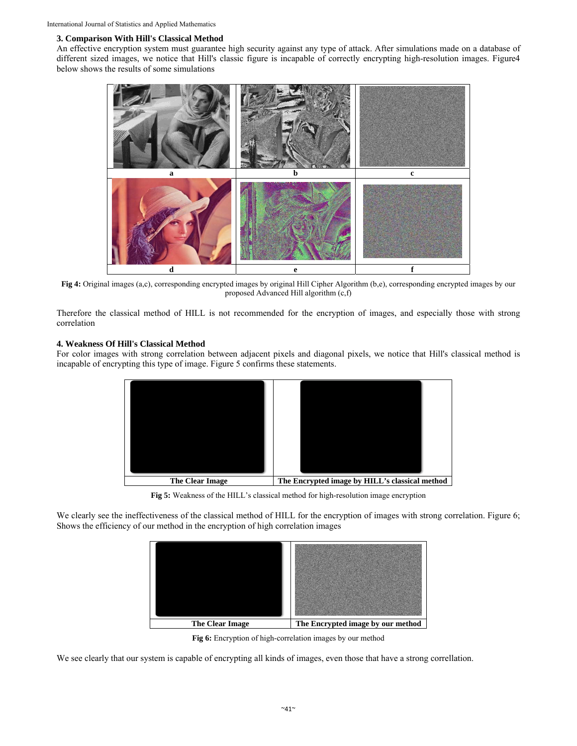### 3. Comparison With Hill's Classical Method

An effective encryption system must guarantee high security against any type of attack. After simulations made on a database of different sized images, we notice that Hill's classic figure is incapable of correctly encrypting high-resolution images. Figure4 below shows the results of some simulations

| a | b | c |
|---|---|---|
| d | e | f |

**Fig 4:** Original images (a,c), corresponding encrypted images by original Hill Cipher Algorithm (b,e), corresponding encrypted images by our proposed Advanced Hill algorithm (c,f)

Therefore the classical method of HILL is not recommended for the encryption of images, and especially those with strong correlation

### 4. Weakness Of Hill's Classical Method

For color images with strong correlation between adjacent pixels and diagonal pixels, we notice that Hill's classical method is incapable of encrypting this type of image. Figure 5 confirms these statements.

| The Clear Image | The Encrypted image by HILL's classical method |
|---|---|

**Fig 5:** Weakness of the HILL's classical method for high-resolution image encryption

We clearly see the ineffectiveness of the classical method of HILL for the encryption of images with strong correlation. Figure 6; Shows the efficiency of our method in the encryption of high correlation images

| The Clear Image | The Encrypted image by our method |
|---|---|

**Fig 6:** Encryption of high-correlation images by our method

We see clearly that our system is capable of encrypting all kinds of images, even those that have a strong correllation.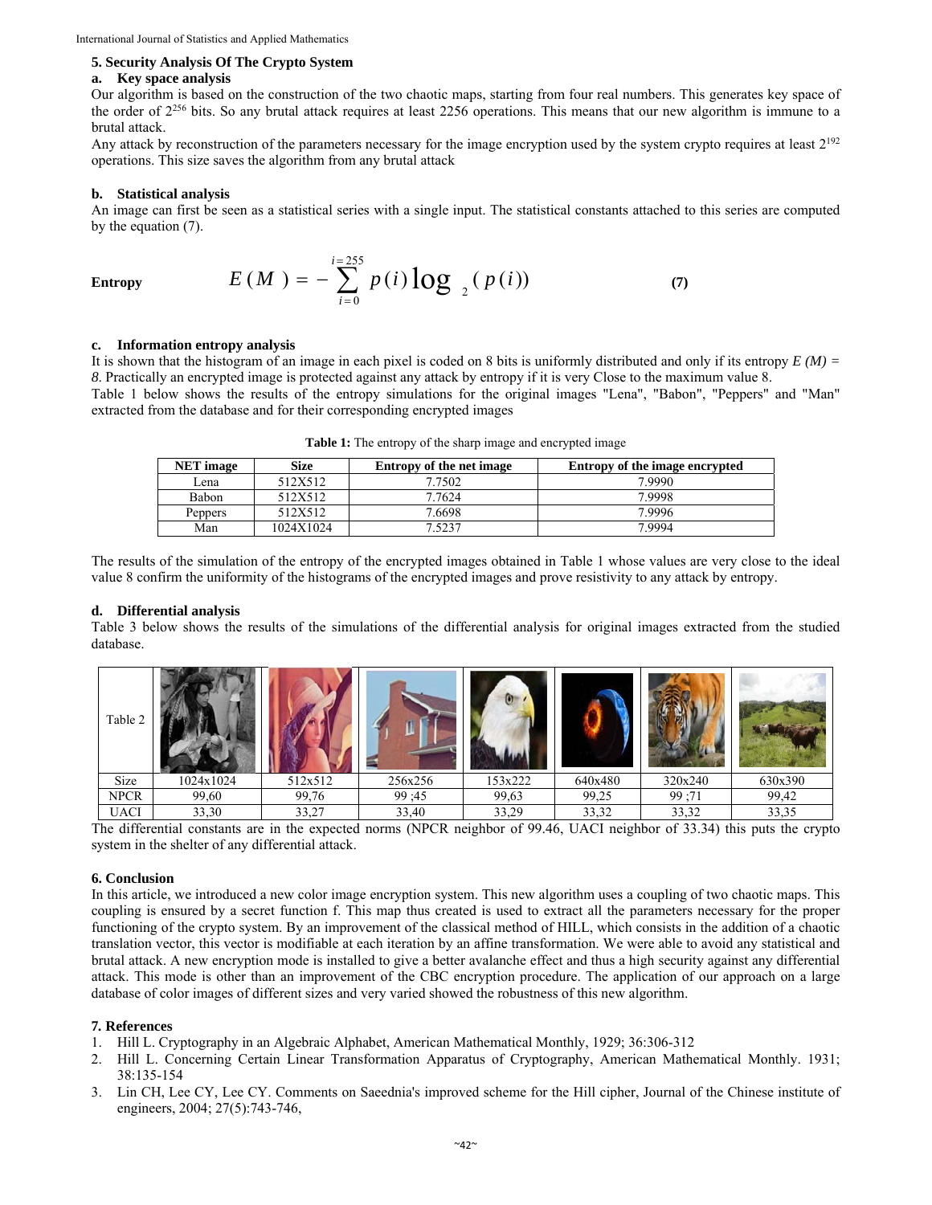### 5. Security Analysis Of The Crypto System

#### a. Key space analysis

Our algorithm is based on the construction of the two chaotic maps, starting from four real numbers. This generates key space of the order of $2^{256}$ bits. So any brutal attack requires at least 2256 operations. This means that our new algorithm is immune to a brutal attack.

Any attack by reconstruction of the parameters necessary for the image encryption used by the system crypto requires at least $2^{192}$ operations. This size saves the algorithm from any brutal attack

#### b. Statistical analysis

An image can first be seen as a statistical series with a single input. The statistical constants attached to this series are computed by the equation (7).

**Entropy**

$$E(M) = -\sum_{i=0}^{i=255} p(i)\log_2(p(i)) \quad \textbf{(7)}$$

#### c. Information entropy analysis

It is shown that the histogram of an image in each pixel is coded on 8 bits is uniformly distributed and only if its entropy *E (M) = 8*. Practically an encrypted image is protected against any attack by entropy if it is very Close to the maximum value 8.

Table 1 below shows the results of the entropy simulations for the original images "Lena", "Babon", "Peppers" and "Man" extracted from the database and for their corresponding encrypted images

**Table 1:** The entropy of the sharp image and encrypted image

| NET image | Size | Entropy of the net image | Entropy of the image encrypted |
|---|---|---|---|
| Lena | 512X512 | 7.7502 | 7.9990 |
| Babon | 512X512 | 7.7624 | 7.9998 |
| Peppers | 512X512 | 7.6698 | 7.9996 |
| Man | 1024X1024 | 7.5237 | 7.9994 |

The results of the simulation of the entropy of the encrypted images obtained in Table 1 whose values are very close to the ideal value 8 confirm the uniformity of the histograms of the encrypted images and prove resistivity to any attack by entropy.

#### d. Differential analysis

Table 3 below shows the results of the simulations of the differential analysis for original images extracted from the studied database.

| Table 2 | | | | | | | |
|---|---|---|---|---|---|---|---|
| Size | 1024x1024 | 512x512 | 256x256 | 153x222 | 640x480 | 320x240 | 630x390 |
| NPCR | 99,60 | 99,76 | 99 ;45 | 99,63 | 99,25 | 99 ;71 | 99,42 |
| UACI | 33,30 | 33,27 | 33,40 | 33,29 | 33,32 | 33,32 | 33,35 |

The differential constants are in the expected norms (NPCR neighbor of 99.46, UACI neighbor of 33.34) this puts the crypto system in the shelter of any differential attack.

### 6. Conclusion

In this article, we introduced a new color image encryption system. This new algorithm uses a coupling of two chaotic maps. This coupling is ensured by a secret function f. This map thus created is used to extract all the parameters necessary for the proper functioning of the crypto system. By an improvement of the classical method of HILL, which consists in the addition of a chaotic translation vector, this vector is modifiable at each iteration by an affine transformation. We were able to avoid any statistical and brutal attack. A new encryption mode is installed to give a better avalanche effect and thus a high security against any differential attack. This mode is other than an improvement of the CBC encryption procedure. The application of our approach on a large database of color images of different sizes and very varied showed the robustness of this new algorithm.

### 7. References

1. Hill L. Cryptography in an Algebraic Alphabet, American Mathematical Monthly, 1929; 36:306-312
2. Hill L. Concerning Certain Linear Transformation Apparatus of Cryptography, American Mathematical Monthly. 1931; 38:135-154
3. Lin CH, Lee CY, Lee CY. Comments on Saeednia's improved scheme for the Hill cipher, Journal of the Chinese institute of engineers, 2004; 27(5):743-746,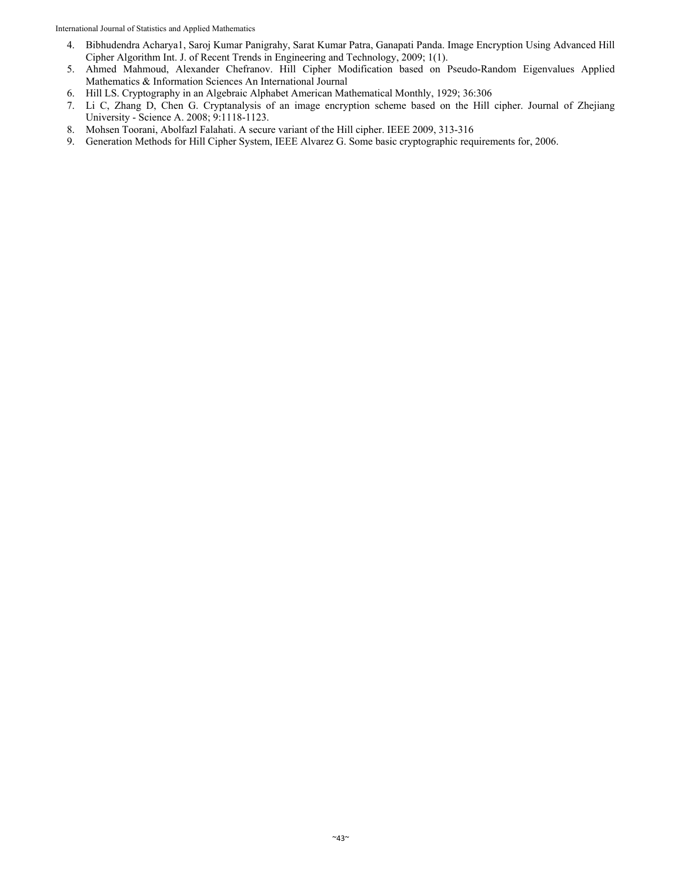4. Bibhudendra Acharya1, Saroj Kumar Panigrahy, Sarat Kumar Patra, Ganapati Panda. Image Encryption Using Advanced Hill Cipher Algorithm Int. J. of Recent Trends in Engineering and Technology, 2009; 1(1).
5. Ahmed Mahmoud, Alexander Chefranov. Hill Cipher Modification based on Pseudo-Random Eigenvalues Applied Mathematics & Information Sciences An International Journal
6. Hill LS. Cryptography in an Algebraic Alphabet American Mathematical Monthly, 1929; 36:306
7. Li C, Zhang D, Chen G. Cryptanalysis of an image encryption scheme based on the Hill cipher. Journal of Zhejiang University - Science A. 2008; 9:1118-1123.
8. Mohsen Toorani, Abolfazl Falahati. A secure variant of the Hill cipher. IEEE 2009, 313-316
9. Generation Methods for Hill Cipher System, IEEE Alvarez G. Some basic cryptographic requirements for, 2006.